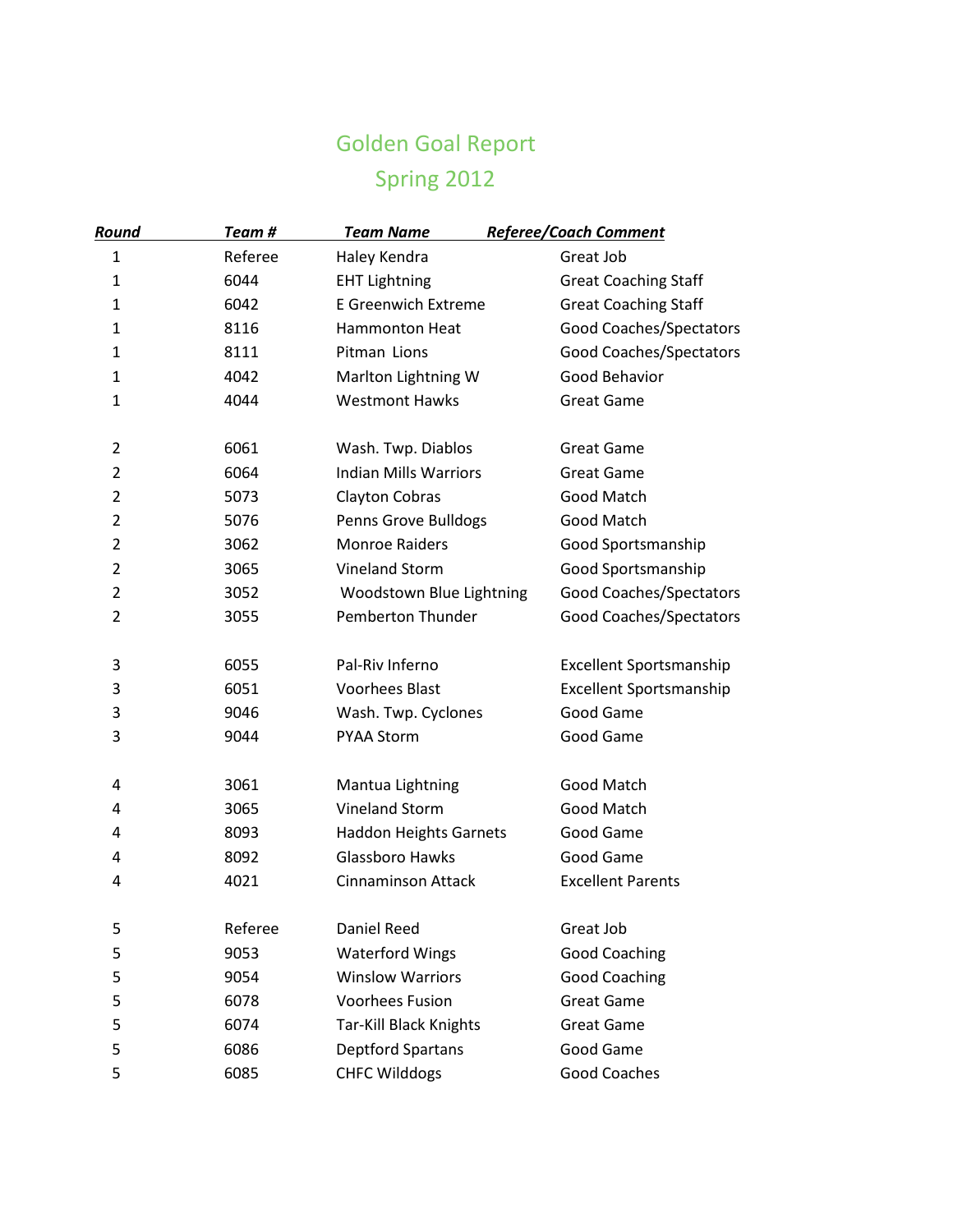# Golden Goal Report

## Spring 2012

| Round | Team # | Team Name | Referee/Coach Comment |
|---|---|---|---|
| 1 | Referee | Haley Kendra | Great Job |
| 1 | 6044 | EHT Lightning | Great Coaching Staff |
| 1 | 6042 | E Greenwich Extreme | Great Coaching Staff |
| 1 | 8116 | Hammonton Heat | Good Coaches/Spectators |
| 1 | 8111 | Pitman Lions | Good Coaches/Spectators |
| 1 | 4042 | Marlton Lightning W | Good Behavior |
| 1 | 4044 | Westmont Hawks | Great Game |
| | | | |
| 2 | 6061 | Wash. Twp. Diablos | Great Game |
| 2 | 6064 | Indian Mills Warriors | Great Game |
| 2 | 5073 | Clayton Cobras | Good Match |
| 2 | 5076 | Penns Grove Bulldogs | Good Match |
| 2 | 3062 | Monroe Raiders | Good Sportsmanship |
| 2 | 3065 | Vineland Storm | Good Sportsmanship |
| 2 | 3052 | Woodstown Blue Lightning | Good Coaches/Spectators |
| 2 | 3055 | Pemberton Thunder | Good Coaches/Spectators |
| | | | |
| 3 | 6055 | Pal-Riv Inferno | Excellent Sportsmanship |
| 3 | 6051 | Voorhees Blast | Excellent Sportsmanship |
| 3 | 9046 | Wash. Twp. Cyclones | Good Game |
| 3 | 9044 | PYAA Storm | Good Game |
| | | | |
| 4 | 3061 | Mantua Lightning | Good Match |
| 4 | 3065 | Vineland Storm | Good Match |
| 4 | 8093 | Haddon Heights Garnets | Good Game |
| 4 | 8092 | Glassboro Hawks | Good Game |
| 4 | 4021 | Cinnaminson Attack | Excellent Parents |
| | | | |
| 5 | Referee | Daniel Reed | Great Job |
| 5 | 9053 | Waterford Wings | Good Coaching |
| 5 | 9054 | Winslow Warriors | Good Coaching |
| 5 | 6078 | Voorhees Fusion | Great Game |
| 5 | 6074 | Tar-Kill Black Knights | Great Game |
| 5 | 6086 | Deptford Spartans | Good Game |
| 5 | 6085 | CHFC Wilddogs | Good Coaches |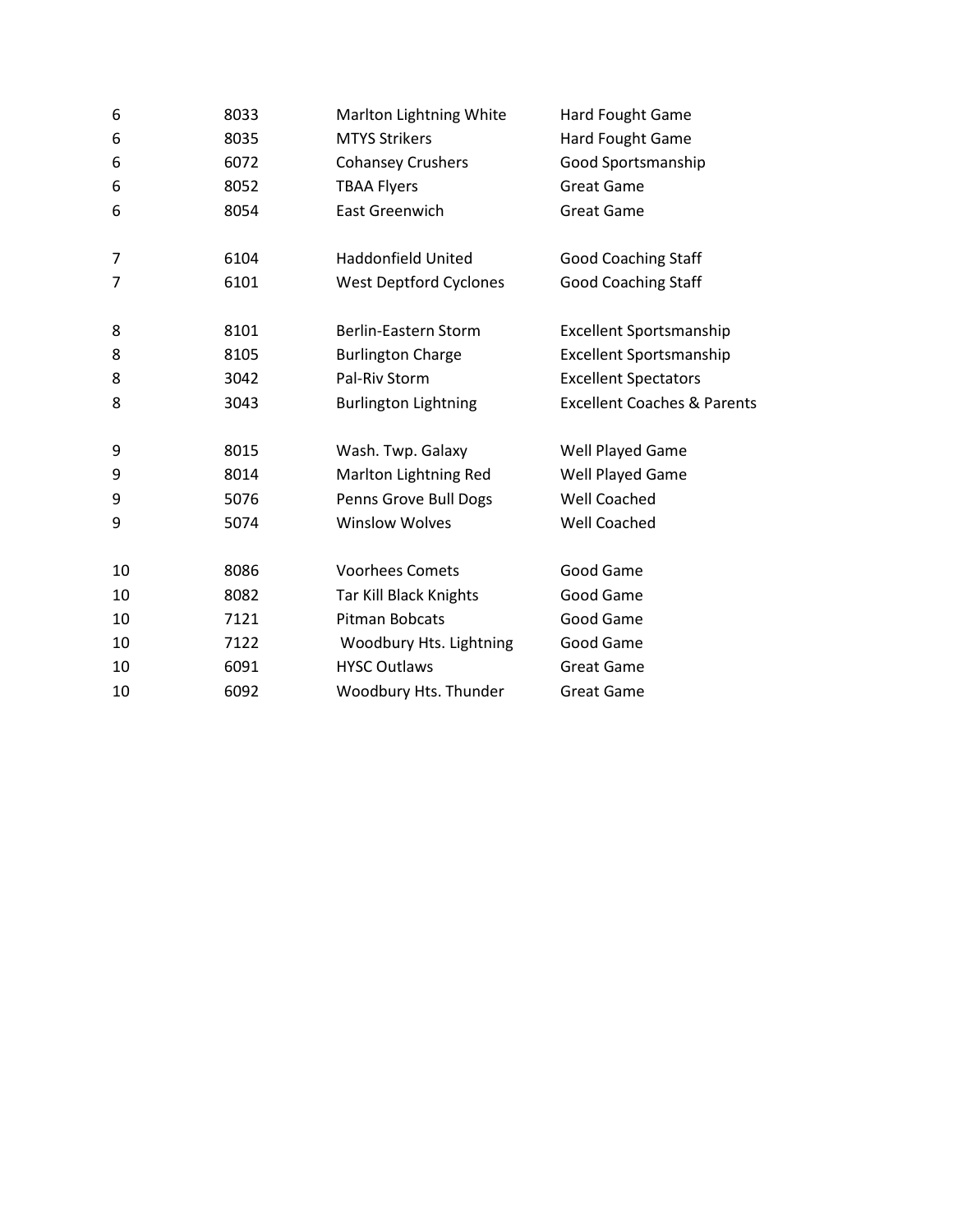| | | | |
|---|---|---|---|
| 6 | 8033 | Marlton Lightning White | Hard Fought Game |
| 6 | 8035 | MTYS Strikers | Hard Fought Game |
| 6 | 6072 | Cohansey Crushers | Good Sportsmanship |
| 6 | 8052 | TBAA Flyers | Great Game |
| 6 | 8054 | East Greenwich | Great Game |
| | | | |
| 7 | 6104 | Haddonfield United | Good Coaching Staff |
| 7 | 6101 | West Deptford Cyclones | Good Coaching Staff |
| | | | |
| 8 | 8101 | Berlin-Eastern Storm | Excellent Sportsmanship |
| 8 | 8105 | Burlington Charge | Excellent Sportsmanship |
| 8 | 3042 | Pal-Riv Storm | Excellent Spectators |
| 8 | 3043 | Burlington Lightning | Excellent Coaches & Parents |
| | | | |
| 9 | 8015 | Wash. Twp. Galaxy | Well Played Game |
| 9 | 8014 | Marlton Lightning Red | Well Played Game |
| 9 | 5076 | Penns Grove Bull Dogs | Well Coached |
| 9 | 5074 | Winslow Wolves | Well Coached |
| | | | |
| 10 | 8086 | Voorhees Comets | Good Game |
| 10 | 8082 | Tar Kill Black Knights | Good Game |
| 10 | 7121 | Pitman Bobcats | Good Game |
| 10 | 7122 | Woodbury Hts. Lightning | Good Game |
| 10 | 6091 | HYSC Outlaws | Great Game |
| 10 | 6092 | Woodbury Hts. Thunder | Great Game |